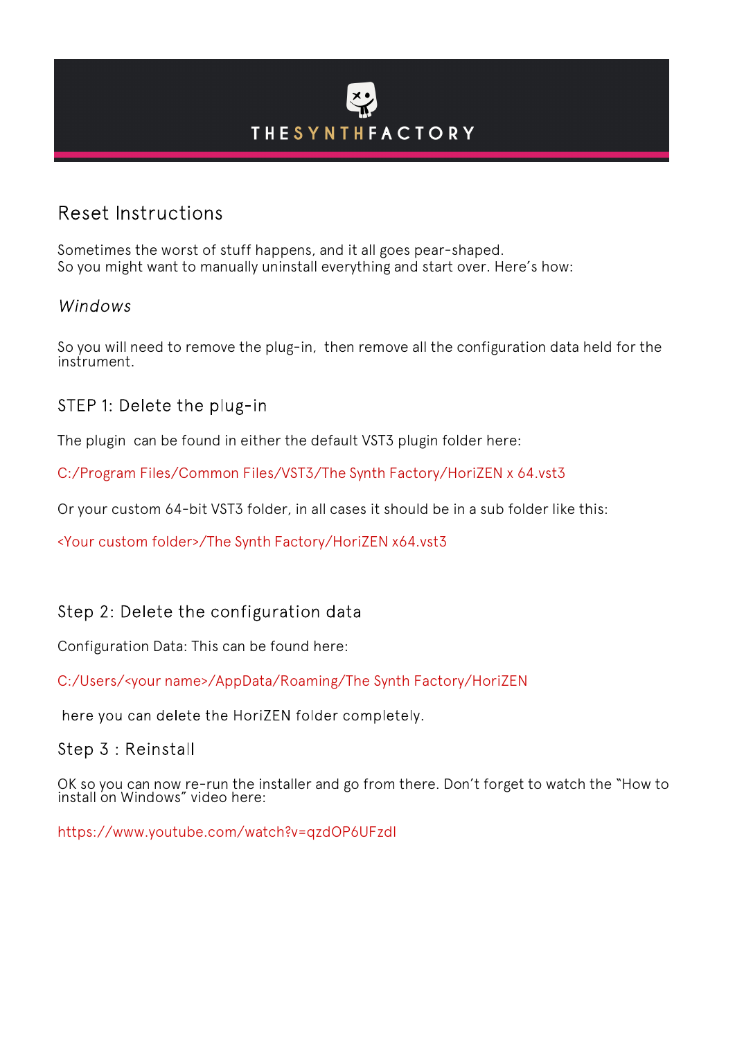THESYNTHFACTORY

# Reset Instructions

Sometimes the worst of stuff happens, and it all goes pear-shaped.
So you might want to manually uninstall everything and start over. Here's how:

## *Windows*

So you will need to remove the plug-in, then remove all the configuration data held for the instrument.

### STEP 1: Delete the plug-in

The plugin can be found in either the default VST3 plugin folder here:

C:/Program Files/Common Files/VST3/The Synth Factory/HoriZEN x 64.vst3

Or your custom 64-bit VST3 folder, in all cases it should be in a sub folder like this:

<Your custom folder>/The Synth Factory/HoriZEN x64.vst3

### Step 2: Delete the configuration data

Configuration Data: This can be found here:

C:/Users/<your name>/AppData/Roaming/The Synth Factory/HoriZEN

here you can delete the HoriZEN folder completely.

### Step 3 : Reinstall

OK so you can now re-run the installer and go from there. Don't forget to watch the "How to install on Windows" video here:

https://www.youtube.com/watch?v=qzdOP6UFzdI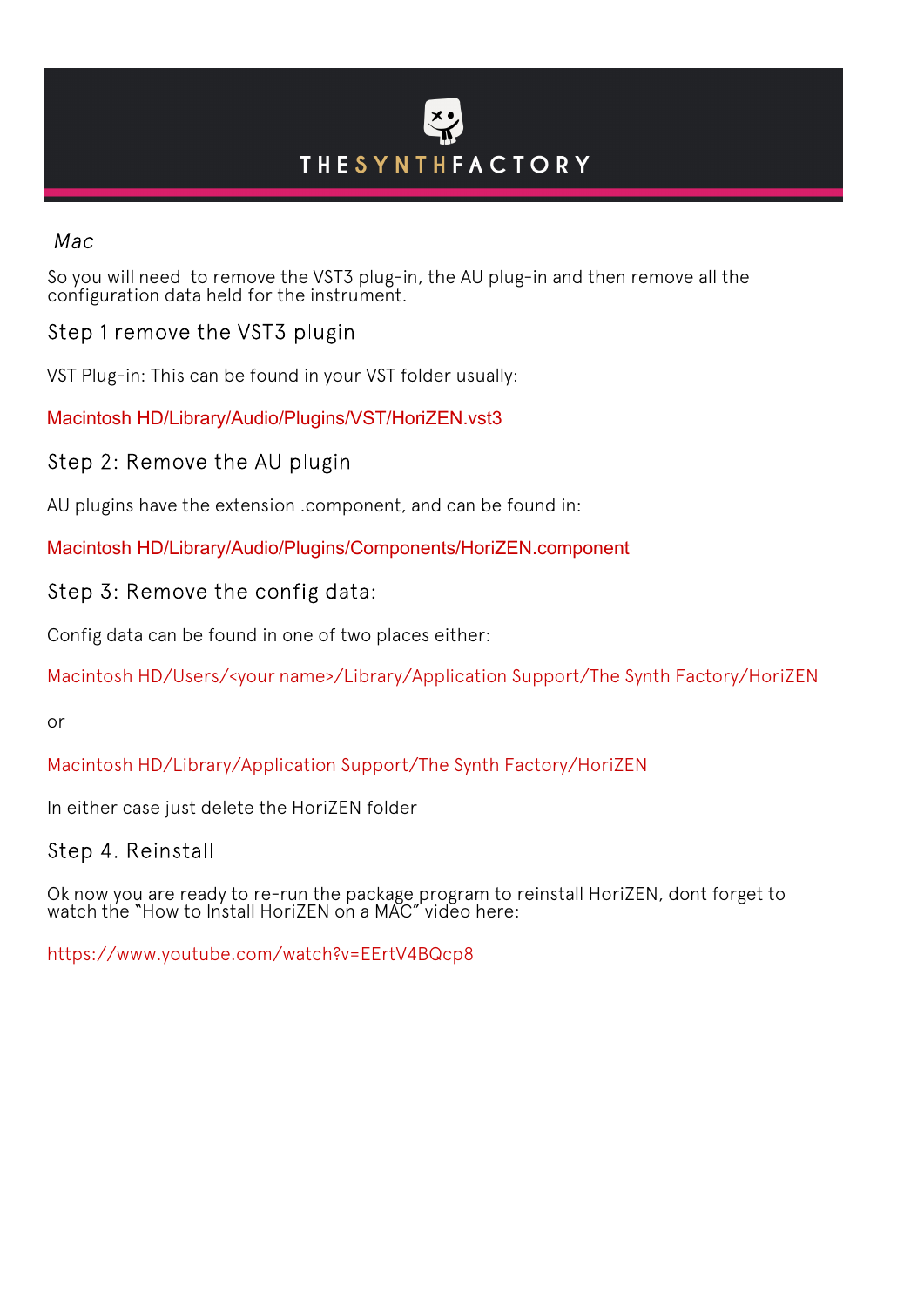THESYNTHFACTORY

*Mac*

So you will need  to remove the VST3 plug-in, the AU plug-in and then remove all the configuration data held for the instrument.

## Step 1 remove the VST3 plugin

VST Plug-in: This can be found in your VST folder usually:

Macintosh HD/Library/Audio/Plugins/VST/HoriZEN.vst3

## Step 2: Remove the AU plugin

AU plugins have the extension .component, and can be found in:

Macintosh HD/Library/Audio/Plugins/Components/HoriZEN.component

## Step 3: Remove the config data:

Config data can be found in one of two places either:

Macintosh HD/Users/<your name>/Library/Application Support/The Synth Factory/HoriZEN

or

Macintosh HD/Library/Application Support/The Synth Factory/HoriZEN

In either case just delete the HoriZEN folder

## Step 4. Reinstall

Ok now you are ready to re-run the package program to reinstall HoriZEN, dont forget to watch the "How to Install HoriZEN on a MAC" video here:

https://www.youtube.com/watch?v=EErtV4BQcp8